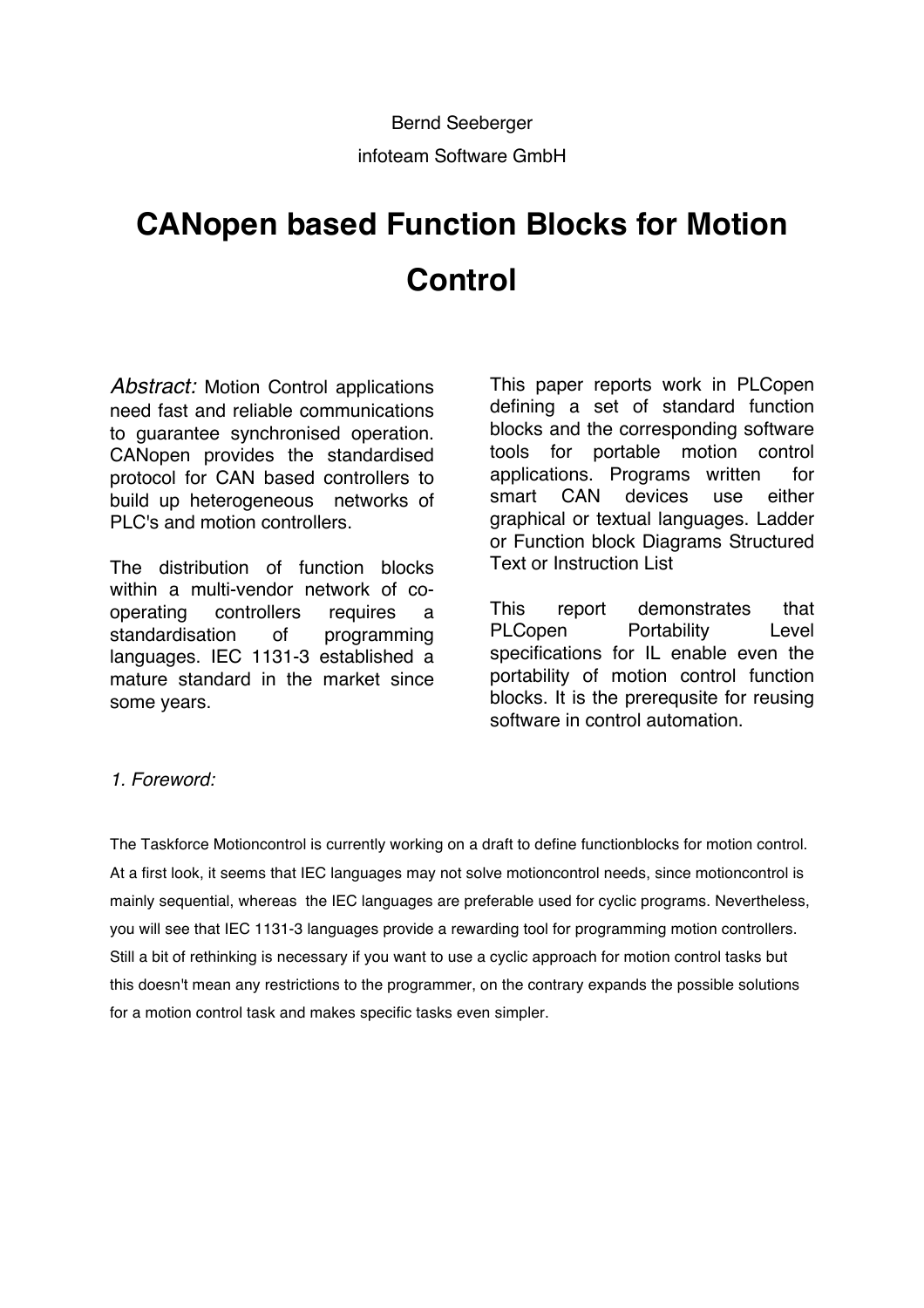Bernd Seeberger

infoteam Software GmbH

# CANopen based Function Blocks for Motion Control

*Abstract:* Motion Control applications need fast and reliable communications to guarantee synchronised operation. CANopen provides the standardised protocol for CAN based controllers to build up heterogeneous networks of PLC's and motion controllers.

The distribution of function blocks within a multi-vendor network of co-operating controllers requires a standardisation of programming languages. IEC 1131-3 established a mature standard in the market since some years.

This paper reports work in PLCopen defining a set of standard function blocks and the corresponding software tools for portable motion control applications. Programs written for smart CAN devices use either graphical or textual languages. Ladder or Function block Diagrams Structured Text or Instruction List

This report demonstrates that PLCopen Portability Level specifications for IL enable even the portability of motion control function blocks. It is the prerequsite for reusing software in control automation.

## *1. Foreword:*

The Taskforce Motioncontrol is currently working on a draft to define functionblocks for motion control. At a first look, it seems that IEC languages may not solve motioncontrol needs, since motioncontrol is mainly sequential, whereas the IEC languages are preferable used for cyclic programs. Nevertheless, you will see that IEC 1131-3 languages provide a rewarding tool for programming motion controllers. Still a bit of rethinking is necessary if you want to use a cyclic approach for motion control tasks but this doesn't mean any restrictions to the programmer, on the contrary expands the possible solutions for a motion control task and makes specific tasks even simpler.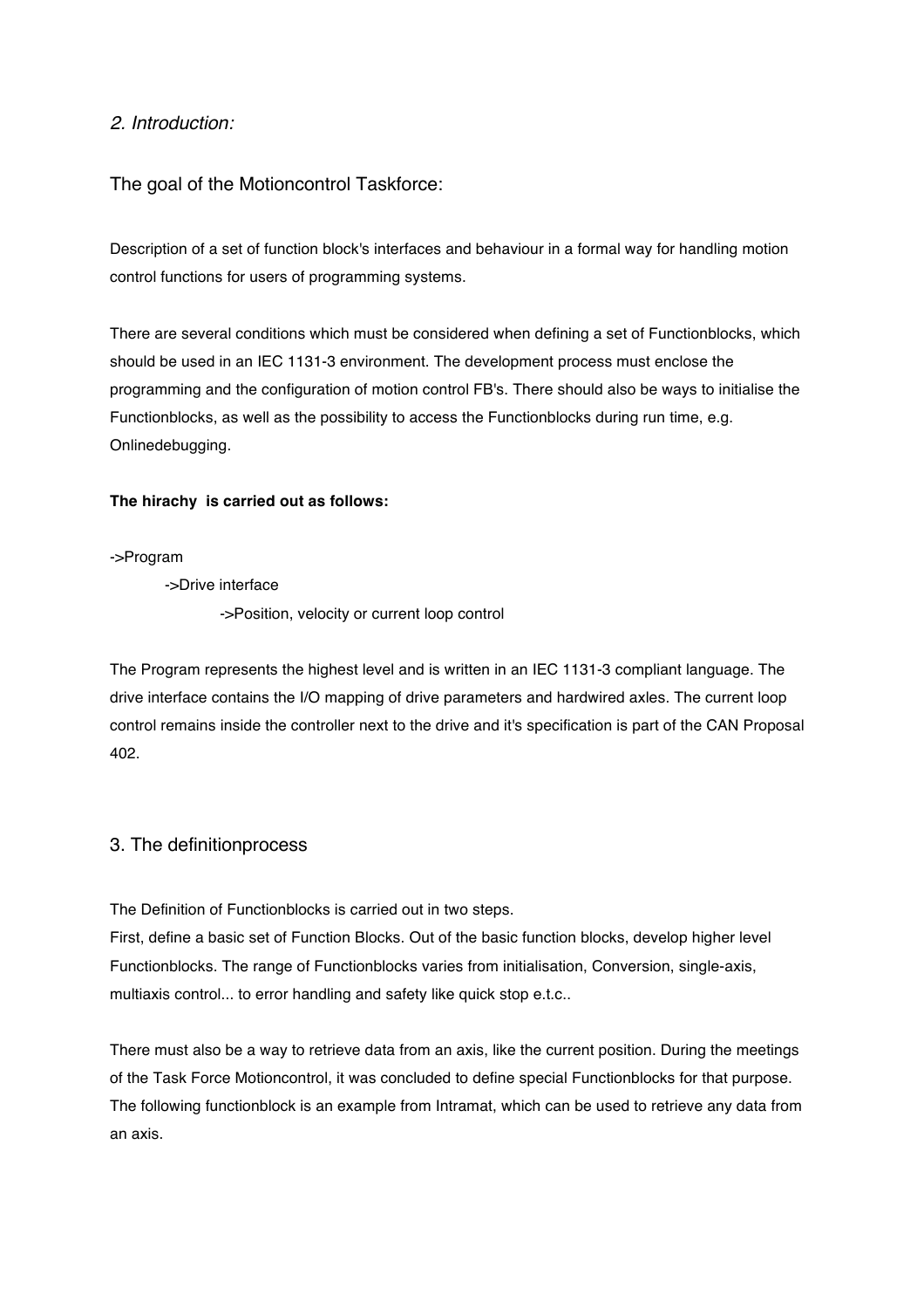## *2. Introduction:*

### The goal of the Motioncontrol Taskforce:

Description of a set of function block's interfaces and behaviour in a formal way for handling motion control functions for users of programming systems.

There are several conditions which must be considered when defining a set of Functionblocks, which should be used in an IEC 1131-3 environment. The development process must enclose the programming and the configuration of motion control FB's. There should also be ways to initialise the Functionblocks, as well as the possibility to access the Functionblocks during run time, e.g. Onlinedebugging.

**The hirachy  is carried out as follows:**

->Program

    ->Drive interface

        ->Position, velocity or current loop control

The Program represents the highest level and is written in an IEC 1131-3 compliant language. The drive interface contains the I/O mapping of drive parameters and hardwired axles. The current loop control remains inside the controller next to the drive and it's specification is part of the CAN Proposal 402.

## 3. The definitionprocess

The Definition of Functionblocks is carried out in two steps.
First, define a basic set of Function Blocks. Out of the basic function blocks, develop higher level Functionblocks. The range of Functionblocks varies from initialisation, Conversion, single-axis, multiaxis control... to error handling and safety like quick stop e.t.c..

There must also be a way to retrieve data from an axis, like the current position. During the meetings of the Task Force Motioncontrol, it was concluded to define special Functionblocks for that purpose. The following functionblock is an example from Intramat, which can be used to retrieve any data from an axis.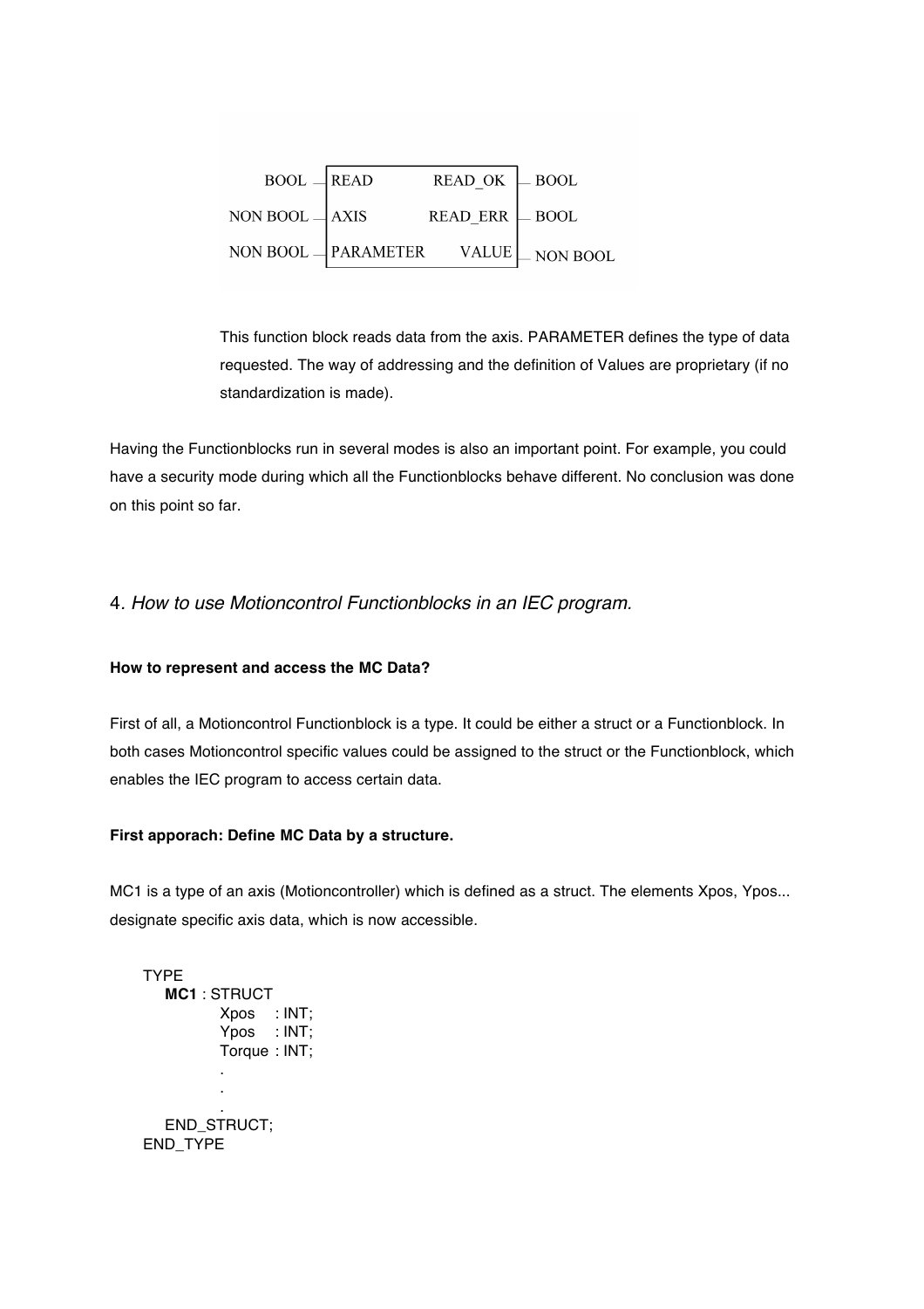```
BOOL     — READ          READ_OK  — BOOL
NON BOOL — AXIS          READ_ERR — BOOL
NON BOOL — PARAMETER     VALUE    — NON BOOL
```

This function block reads data from the axis. PARAMETER defines the type of data requested. The way of addressing and the definition of Values are proprietary (if no standardization is made).

Having the Functionblocks run in several modes is also an important point. For example, you could have a security mode during which all the Functionblocks behave different. No conclusion was done on this point so far.

## 4. *How to use Motioncontrol Functionblocks in an IEC program.*

**How to represent and access the MC Data?**

First of all, a Motioncontrol Functionblock is a type. It could be either a struct or a Functionblock. In both cases Motioncontrol specific values could be assigned to the struct or the Functionblock, which enables the IEC program to access certain data.

**First apporach: Define MC Data by a structure.**

MC1 is a type of an axis (Motioncontroller) which is defined as a struct. The elements Xpos, Ypos... designate specific axis data, which is now accessible.

```
TYPE
    MC1 : STRUCT
            Xpos    : INT;
            Ypos    : INT;
            Torque  : INT;
            .
            .
            .
    END_STRUCT;
END_TYPE
```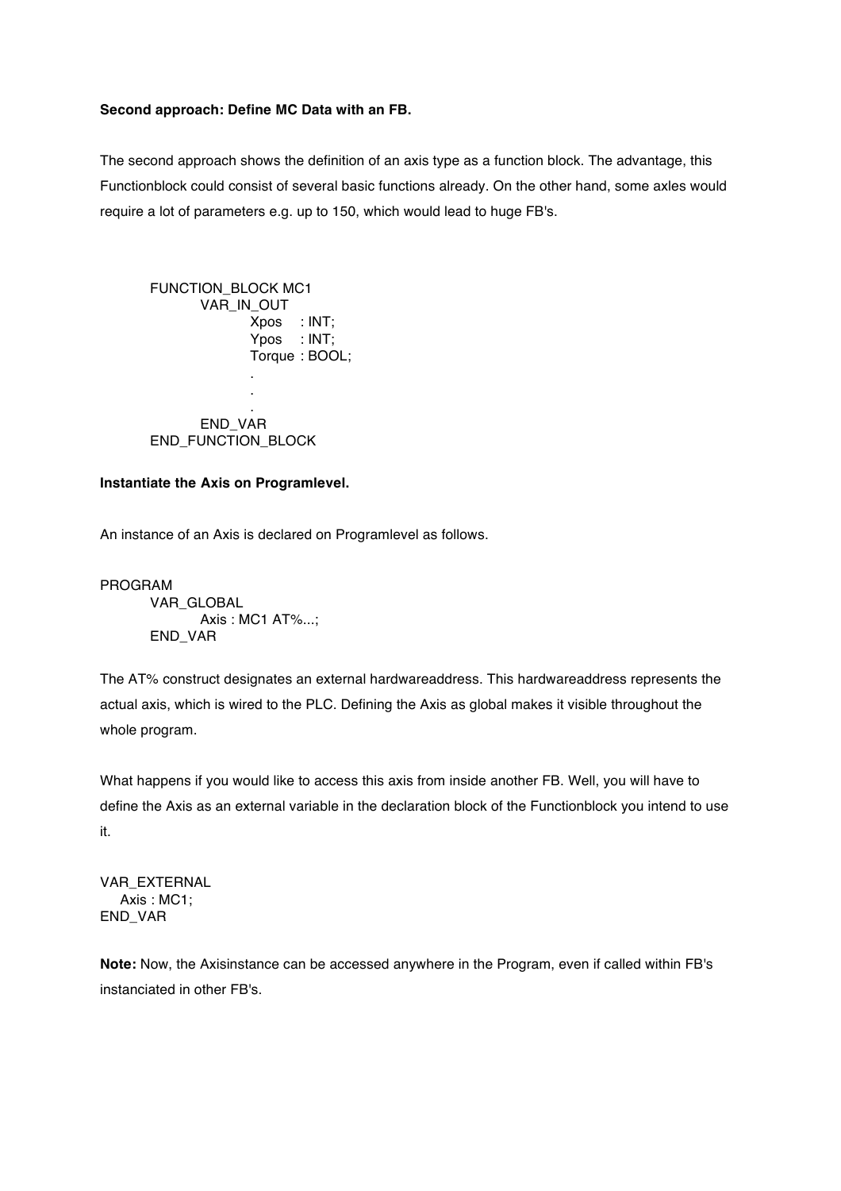**Second approach: Define MC Data with an FB.**

The second approach shows the definition of an axis type as a function block. The advantage, this Functionblock could consist of several basic functions already. On the other hand, some axles would require a lot of parameters e.g. up to 150, which would lead to huge FB's.

```
FUNCTION_BLOCK MC1
    VAR_IN_OUT
        Xpos   : INT;
        Ypos   : INT;
        Torque : BOOL;
        .
        .
        .
    END_VAR
END_FUNCTION_BLOCK
```

**Instantiate the Axis on Programlevel.**

An instance of an Axis is declared on Programlevel as follows.

```
PROGRAM
    VAR_GLOBAL
        Axis : MC1 AT%...;
    END_VAR
```

The AT% construct designates an external hardwareaddress. This hardwareaddress represents the actual axis, which is wired to the PLC. Defining the Axis as global makes it visible throughout the whole program.

What happens if you would like to access this axis from inside another FB. Well, you will have to define the Axis as an external variable in the declaration block of the Functionblock you intend to use it.

```
VAR_EXTERNAL
  Axis : MC1;
END_VAR
```

**Note:** Now, the Axisinstance can be accessed anywhere in the Program, even if called within FB's instanciated in other FB's.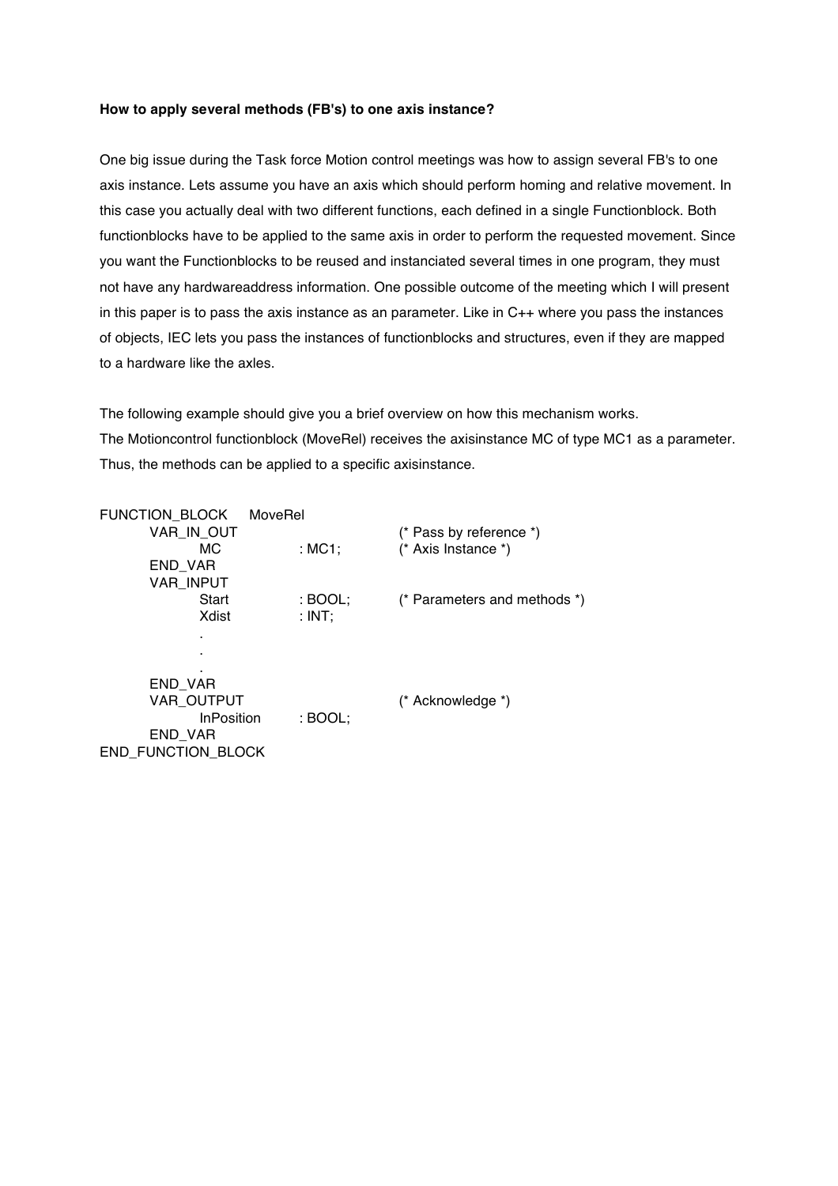**How to apply several methods (FB's) to one axis instance?**

One big issue during the Task force Motion control meetings was how to assign several FB's to one axis instance. Lets assume you have an axis which should perform homing and relative movement. In this case you actually deal with two different functions, each defined in a single Functionblock. Both functionblocks have to be applied to the same axis in order to perform the requested movement. Since you want the Functionblocks to be reused and instanciated several times in one program, they must not have any hardwareaddress information. One possible outcome of the meeting which I will present in this paper is to pass the axis instance as an parameter. Like in C++ where you pass the instances of objects, IEC lets you pass the instances of functionblocks and structures, even if they are mapped to a hardware like the axles.

The following example should give you a brief overview on how this mechanism works.
The Motioncontrol functionblock (MoveRel) receives the axisinstance MC of type MC1 as a parameter. Thus, the methods can be applied to a specific axisinstance.

```
FUNCTION_BLOCK    MoveRel
    VAR_IN_OUT                          (* Pass by reference *)
        MC          : MC1;              (* Axis Instance *)
    END_VAR
    VAR_INPUT
        Start       : BOOL;             (* Parameters and methods *)
        Xdist       : INT;
        .
        .
        .
    END_VAR
    VAR_OUTPUT                          (* Acknowledge *)
        InPosition  : BOOL;
    END_VAR
END_FUNCTION_BLOCK
```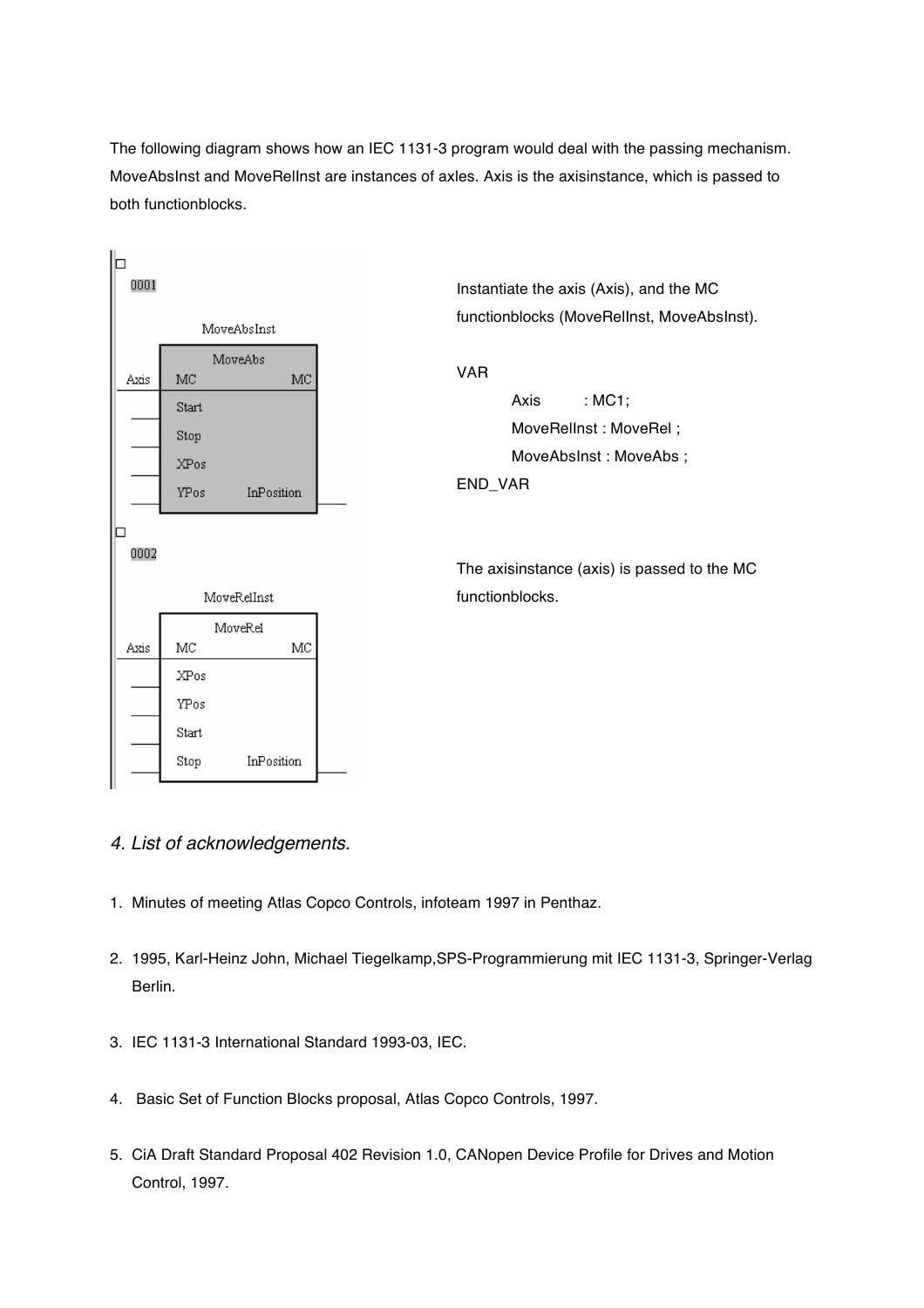The following diagram shows how an IEC 1131-3 program would deal with the passing mechanism. MoveAbsInst and MoveRelInst are instances of axles. Axis is the axisinstance, which is passed to both functionblocks.

0001

MoveAbsInst

MoveAbs

Axis MC MC

Start

Stop

XPos

YPos InPosition

0002

MoveRelInst

MoveRel

Axis MC MC

XPos

YPos

Start

Stop InPosition

Instantiate the axis (Axis), and the MC functionblocks (MoveRelInst, MoveAbsInst).

```
VAR
        Axis         : MC1;
        MoveRelInst : MoveRel ;
        MoveAbsInst : MoveAbs ;
END_VAR
```

The axisinstance (axis) is passed to the MC functionblocks.

## *4. List of acknowledgements.*

1. Minutes of meeting Atlas Copco Controls, infoteam 1997 in Penthaz.
2. 1995, Karl-Heinz John, Michael Tiegelkamp,SPS-Programmierung mit IEC 1131-3, Springer-Verlag Berlin.
3. IEC 1131-3 International Standard 1993-03, IEC.
4. Basic Set of Function Blocks proposal, Atlas Copco Controls, 1997.
5. CiA Draft Standard Proposal 402 Revision 1.0, CANopen Device Profile for Drives and Motion Control, 1997.